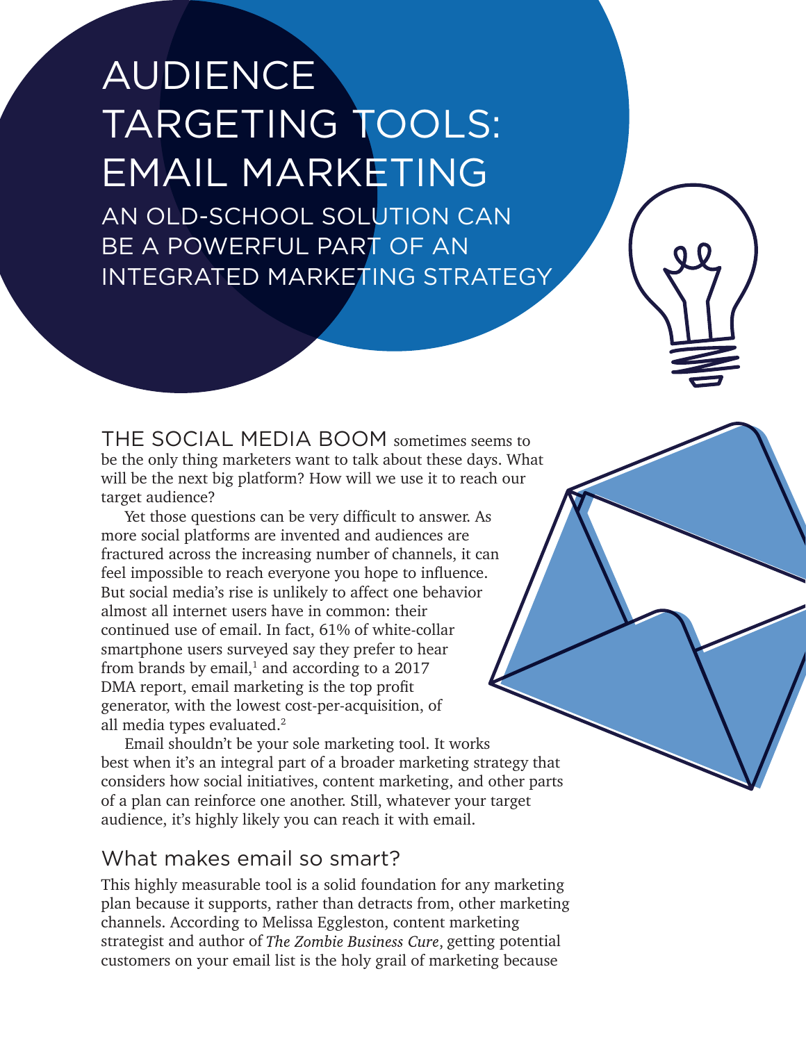# AUDIENCE TARGETING TOOLS: EMAIL MARKETING

## AN OLD-SCHOOL SOLUTION CAN BE A POWERFUL PART OF AN INTEGRATED MARKETING STRATEGY

THE SOCIAL MEDIA BOOM sometimes seems to be the only thing marketers want to talk about these days. What will be the next big platform? How will we use it to reach our target audience?

Yet those questions can be very difficult to answer. As more social platforms are invented and audiences are fractured across the increasing number of channels, it can feel impossible to reach everyone you hope to influence. But social media's rise is unlikely to affect one behavior almost all internet users have in common: their continued use of email. In fact, 61% of white-collar smartphone users surveyed say they prefer to hear from brands by email,[1] and according to a 2017 DMA report, email marketing is the top profit generator, with the lowest cost-per-acquisition, of all media types evaluated.[2]

Email shouldn't be your sole marketing tool. It works best when it's an integral part of a broader marketing strategy that considers how social initiatives, content marketing, and other parts of a plan can reinforce one another. Still, whatever your target audience, it's highly likely you can reach it with email.

## What makes email so smart?

This highly measurable tool is a solid foundation for any marketing plan because it supports, rather than detracts from, other marketing channels. According to Melissa Eggleston, content marketing strategist and author of *The Zombie Business Cure*, getting potential customers on your email list is the holy grail of marketing because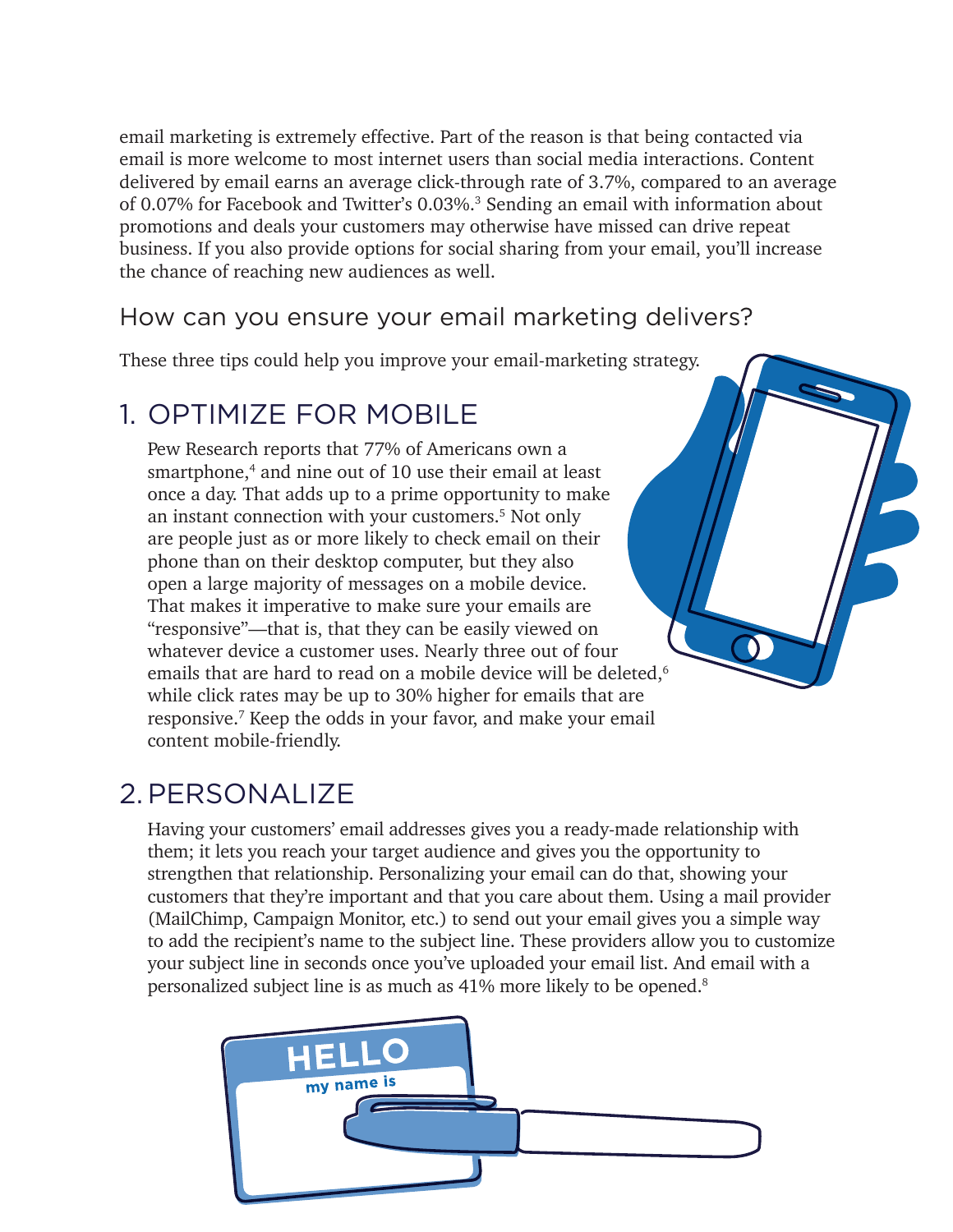email marketing is extremely effective. Part of the reason is that being contacted via email is more welcome to most internet users than social media interactions. Content delivered by email earns an average click-through rate of 3.7%, compared to an average of 0.07% for Facebook and Twitter's 0.03%.[3] Sending an email with information about promotions and deals your customers may otherwise have missed can drive repeat business. If you also provide options for social sharing from your email, you'll increase the chance of reaching new audiences as well.

## How can you ensure your email marketing delivers?

These three tips could help you improve your email-marketing strategy.

## 1. OPTIMIZE FOR MOBILE

Pew Research reports that 77% of Americans own a smartphone,[4] and nine out of 10 use their email at least once a day. That adds up to a prime opportunity to make an instant connection with your customers.[5] Not only are people just as or more likely to check email on their phone than on their desktop computer, but they also open a large majority of messages on a mobile device. That makes it imperative to make sure your emails are "responsive"—that is, that they can be easily viewed on whatever device a customer uses. Nearly three out of four emails that are hard to read on a mobile device will be deleted,[6] while click rates may be up to 30% higher for emails that are responsive.[7] Keep the odds in your favor, and make your email content mobile-friendly.

## 2. PERSONALIZE

Having your customers' email addresses gives you a ready-made relationship with them; it lets you reach your target audience and gives you the opportunity to strengthen that relationship. Personalizing your email can do that, showing your customers that they're important and that you care about them. Using a mail provider (MailChimp, Campaign Monitor, etc.) to send out your email gives you a simple way to add the recipient's name to the subject line. These providers allow you to customize your subject line in seconds once you've uploaded your email list. And email with a personalized subject line is as much as 41% more likely to be opened.[8]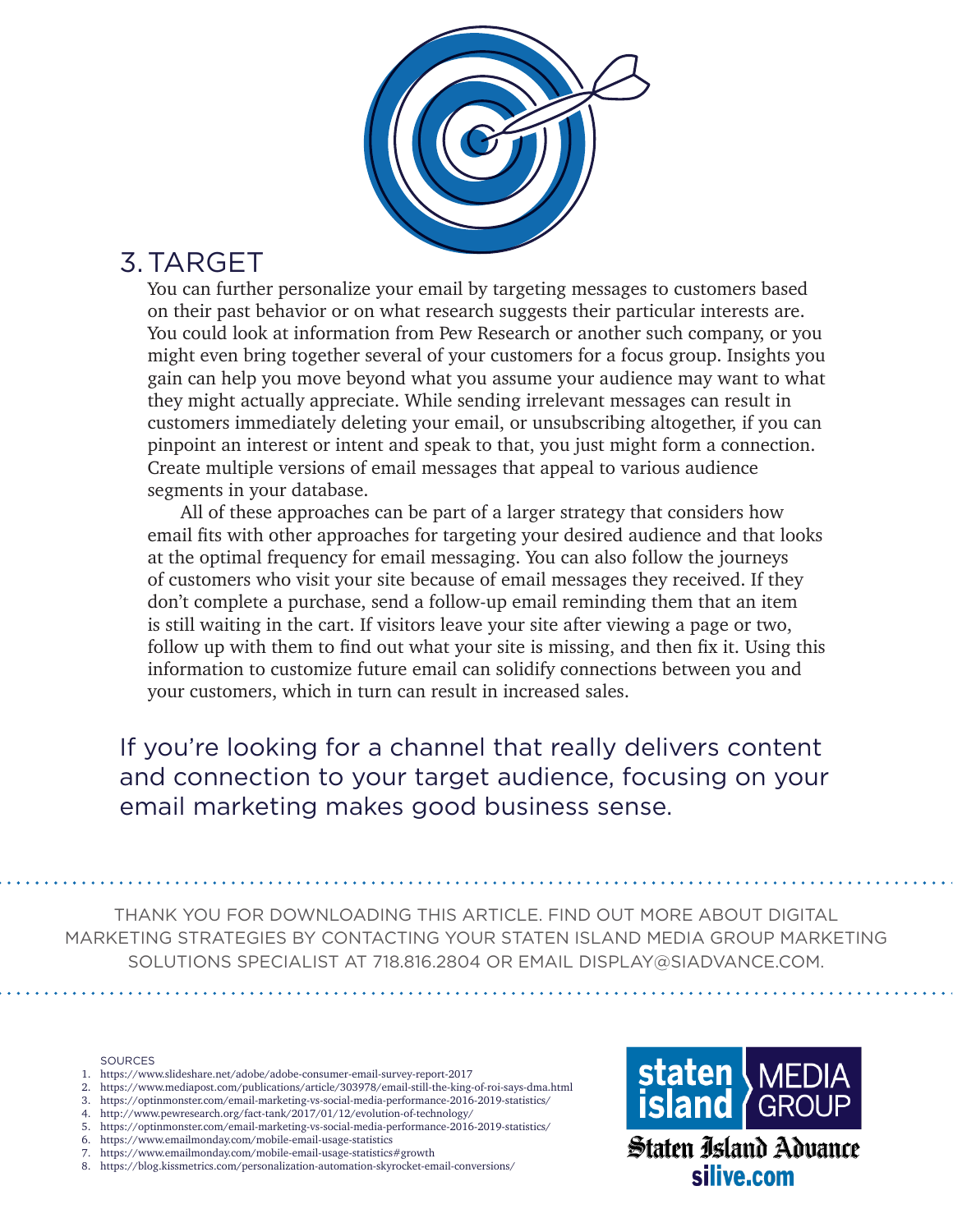## 3. TARGET

You can further personalize your email by targeting messages to customers based on their past behavior or on what research suggests their particular interests are. You could look at information from Pew Research or another such company, or you might even bring together several of your customers for a focus group. Insights you gain can help you move beyond what you assume your audience may want to what they might actually appreciate. While sending irrelevant messages can result in customers immediately deleting your email, or unsubscribing altogether, if you can pinpoint an interest or intent and speak to that, you just might form a connection. Create multiple versions of email messages that appeal to various audience segments in your database.

All of these approaches can be part of a larger strategy that considers how email fits with other approaches for targeting your desired audience and that looks at the optimal frequency for email messaging. You can also follow the journeys of customers who visit your site because of email messages they received. If they don't complete a purchase, send a follow-up email reminding them that an item is still waiting in the cart. If visitors leave your site after viewing a page or two, follow up with them to find out what your site is missing, and then fix it. Using this information to customize future email can solidify connections between you and your customers, which in turn can result in increased sales.

If you're looking for a channel that really delivers content and connection to your target audience, focusing on your email marketing makes good business sense.

THANK YOU FOR DOWNLOADING THIS ARTICLE. FIND OUT MORE ABOUT DIGITAL MARKETING STRATEGIES BY CONTACTING YOUR STATEN ISLAND MEDIA GROUP MARKETING SOLUTIONS SPECIALIST AT 718.816.2804 OR EMAIL DISPLAY@SIADVANCE.COM.

SOURCES

1. https://www.slideshare.net/adobe/adobe-consumer-email-survey-report-2017
2. https://www.mediapost.com/publications/article/303978/email-still-the-king-of-roi-says-dma.html
3. https://optinmonster.com/email-marketing-vs-social-media-performance-2016-2019-statistics/
4. http://www.pewresearch.org/fact-tank/2017/01/12/evolution-of-technology/
5. https://optinmonster.com/email-marketing-vs-social-media-performance-2016-2019-statistics/
6. https://www.emailmonday.com/mobile-email-usage-statistics
7. https://www.emailmonday.com/mobile-email-usage-statistics#growth
8. https://blog.kissmetrics.com/personalization-automation-skyrocket-email-conversions/

staten island MEDIA GROUP

Staten Island Advance

silive.com